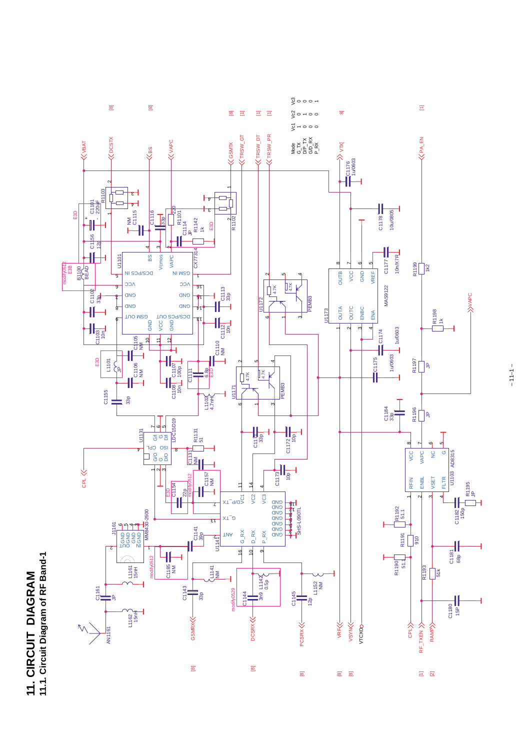# 11. CIRCUIT DIAGRAM

## 11.1 Circuit Diagram of RF Band-1

| Mode | Vc1 | Vc2 | Vc3 |
|---|---|---|---|
| G_TX | 1 | 0 | 0 |
| D/P_TX | 0 | 1 | 0 |
| G/D_RX | 0 | 0 | 0 |
| P_RX | 0 | 0 | 1 |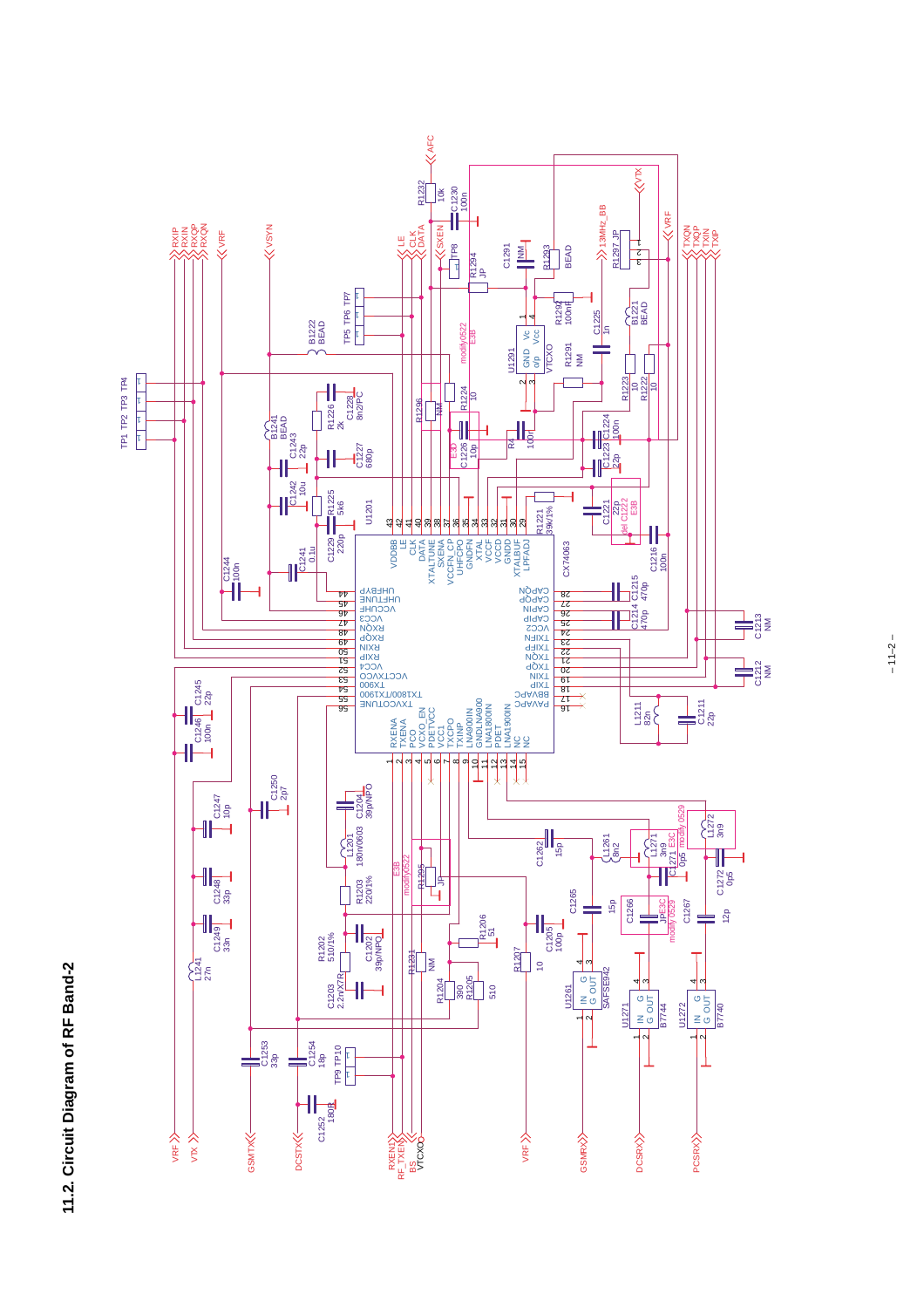## 11.2. Circuit Diagram of RF Band-2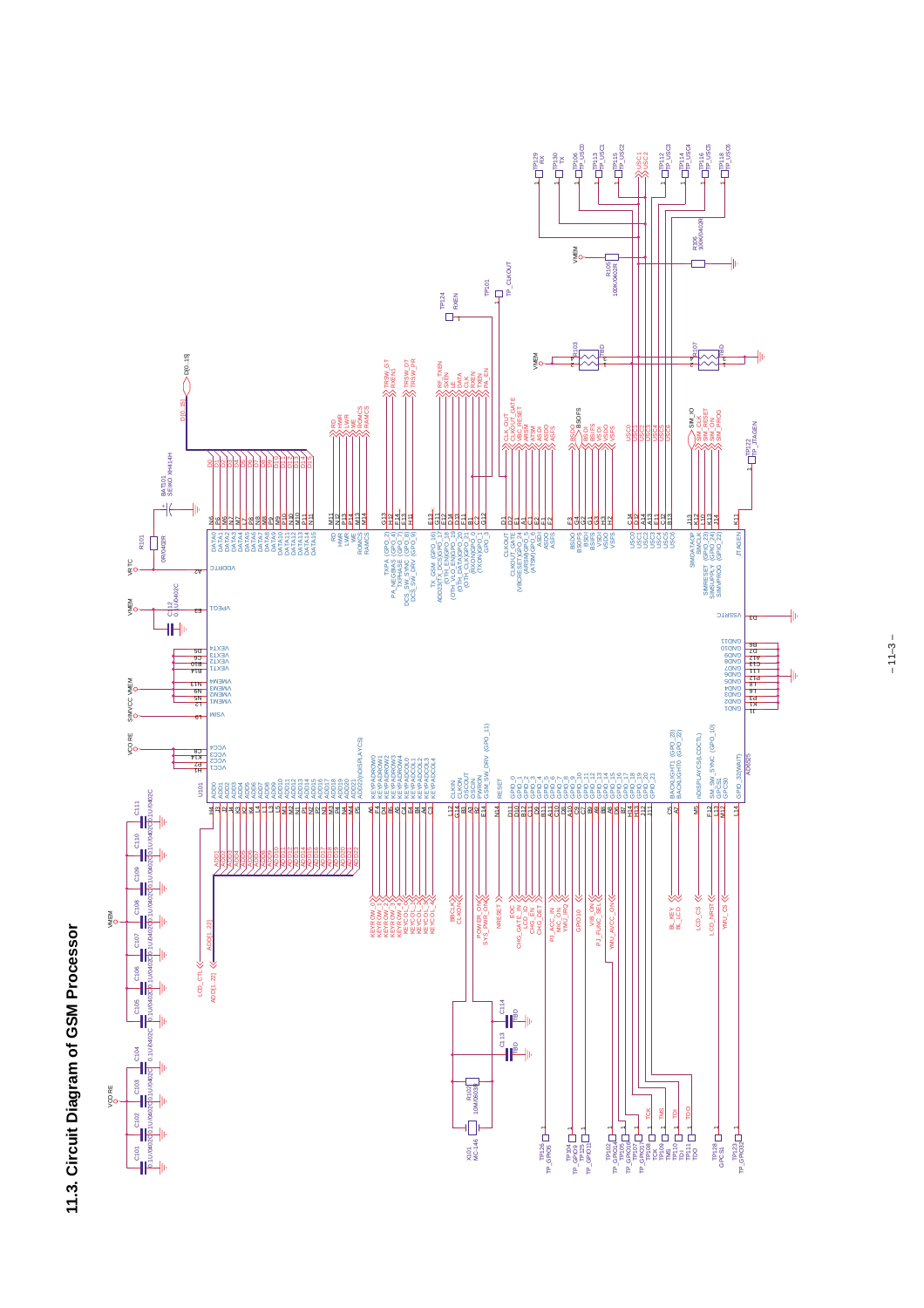# 11.3. Circuit Diagram of GSM Processor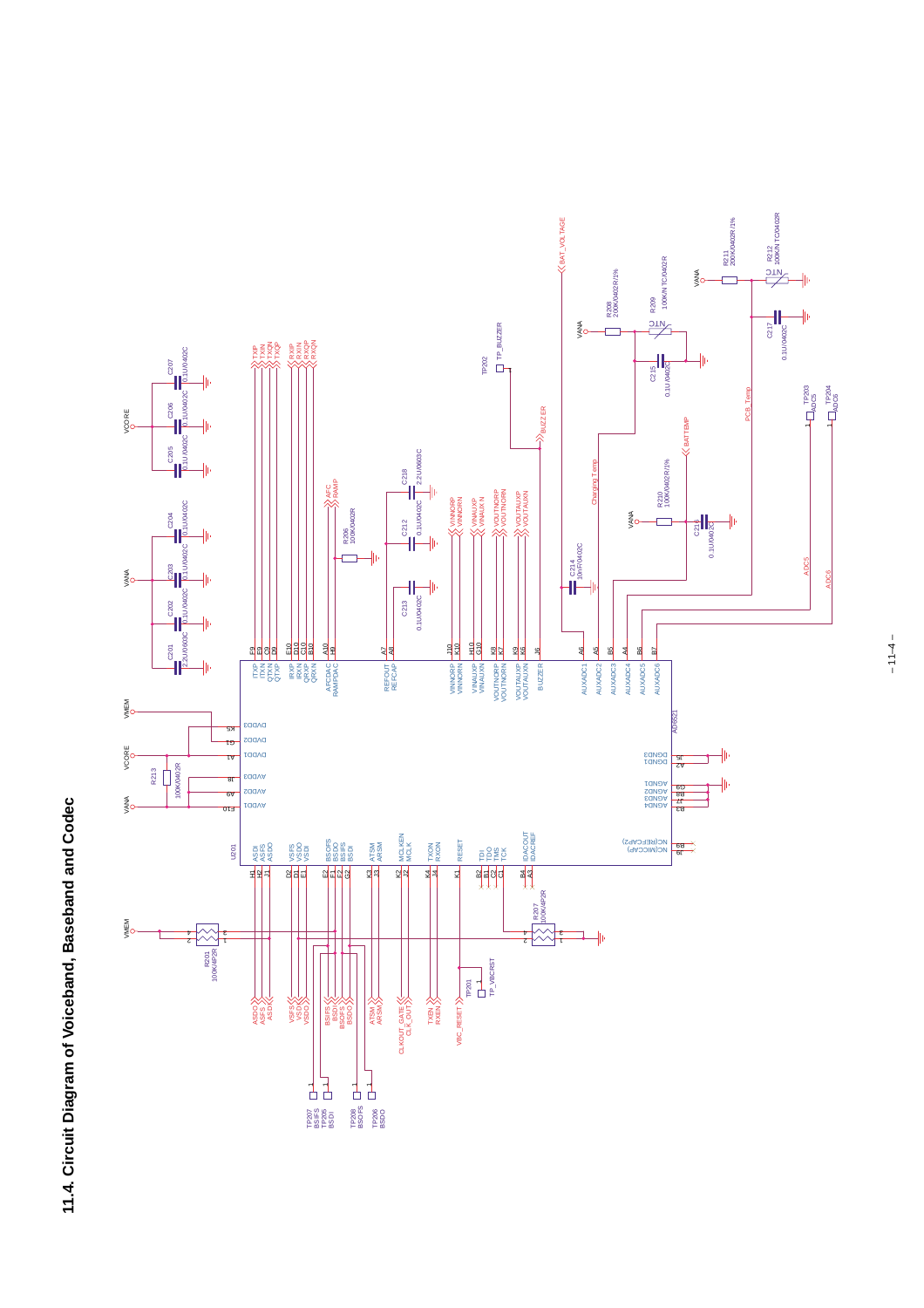## 11.4. Circuit Diagram of Voiceband, Baseband and Codec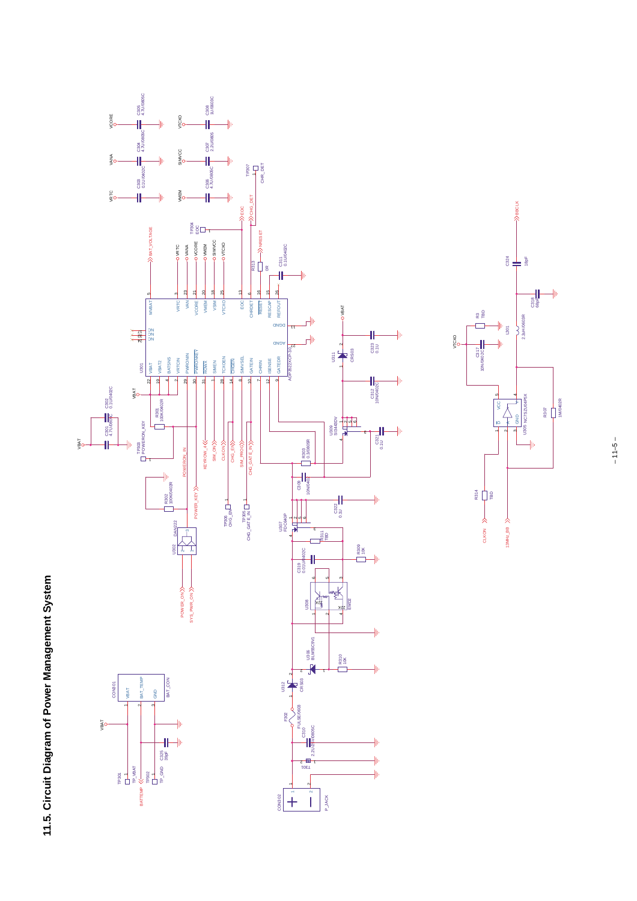## 11.5. Circuit Diagram of Power Management System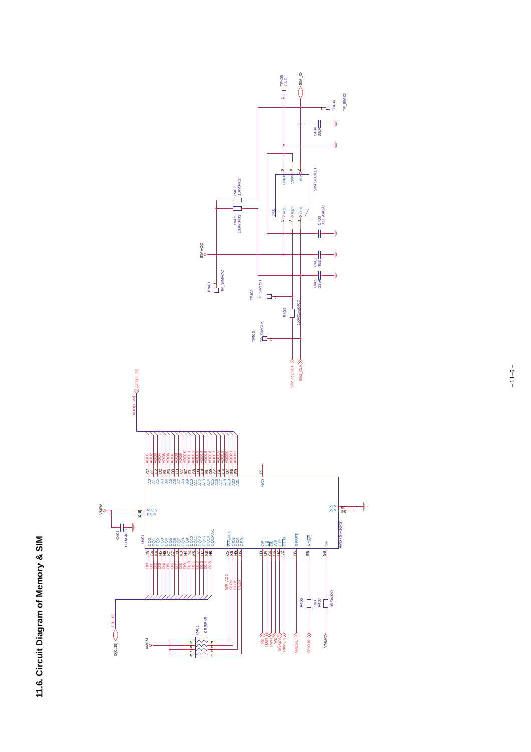## 11.6. Circuit Diagram of Memory & SIM

U401 AMD (64+16PS)

A0 A1 A2 A3 A4 A5 A6 A7 A8 A9 A10 A11 A12 A13 A14 A15 A16 A17 A18 A19 A20 A21

ADD1 ADD2 ADD3 ADD4 ADD5 ADD6 ADD7 ADD8 ADD9 ADD10 ADD11 ADD12 ADD13 ADD14 ADD15 ADD16 ADD17 ADD18 ADD19 ADD20 ADD21 ADD22

ADD[1..22]

DQ0 DQ1 DQ2 DQ3 DQ4 DQ5 DQ6 DQ7 DQ8 DQ9 DQ10 DQ11 DQ12 DQ13 DQ14 DQ15/A-1

D0 D1 D2 D3 D4 D5 D6 D7 D8 D9 D10 D11 D12 D13 D14 D15

D[0..15]

WP/ACC CIOs CIOf CE2s

NC0 VCCs VCCf VSS VSS

OE UBs LBs WE WEs CEf CE1s RESET RY/BY SA

RD HWR LWR WE ROMCS RAMCS NRESET GPIO10 VMEM

R401 0R/8P4R, R406 TBD, R407 0R/0402R, C401 0.1U/0402C

VMEM

SIMVCC, TP401 TP_SIMVCC, R403 10K/0402, R405 100K/0402

J401 SIM SOCKET: VCC RST CLK GND VPP I/O

TP405 GND, SIM_IO, TP404 TP_SIMIO, C404 33pF, C403 0.1U/0402C, C402 TBD, C405 22pF

TP402 TP_SIMRST, R404 150R/1%/0402, TP403 TP_SIMCLK

SIM_RESET, SIM_CLK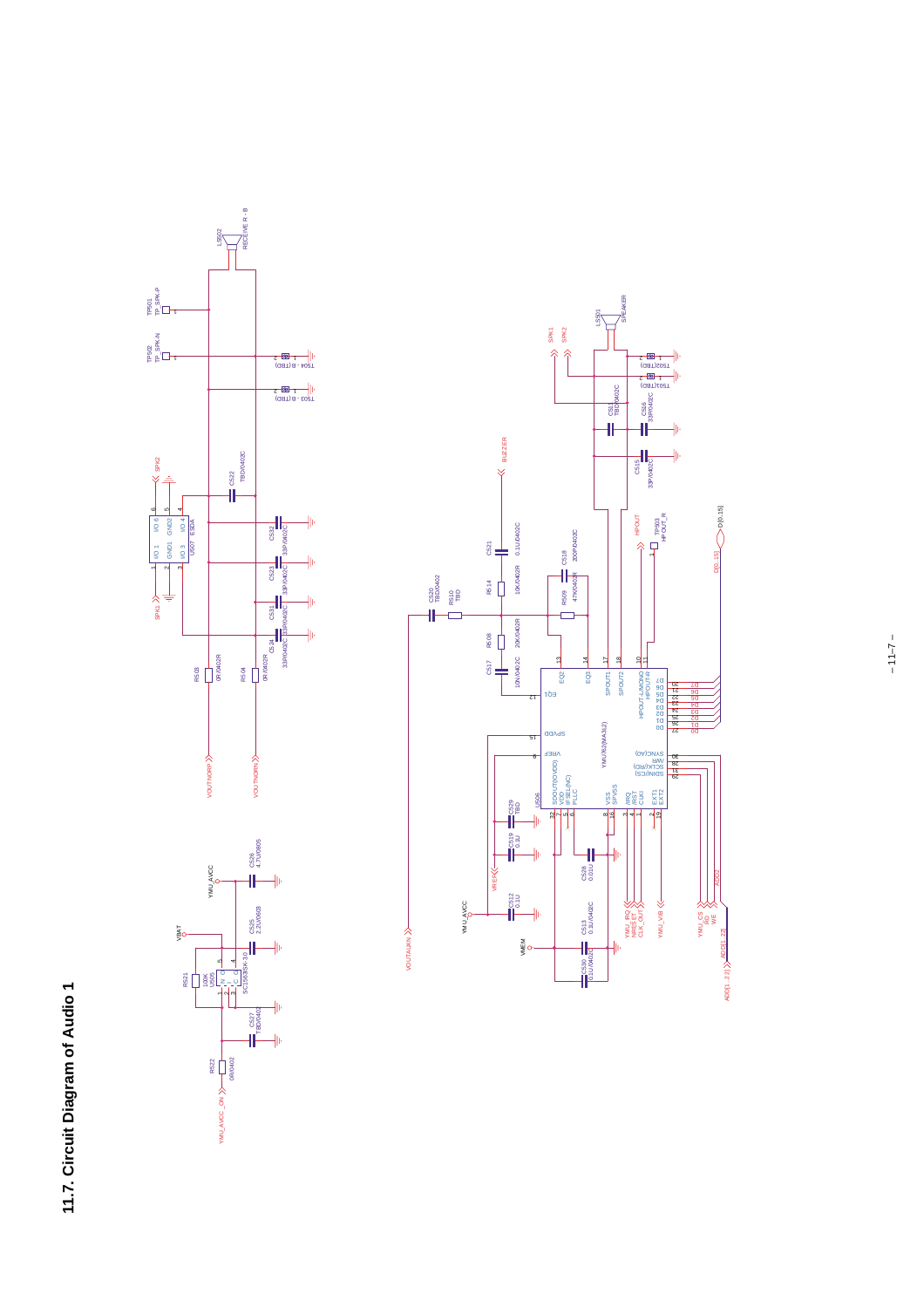# 11.7. Circuit Diagram of Audio 1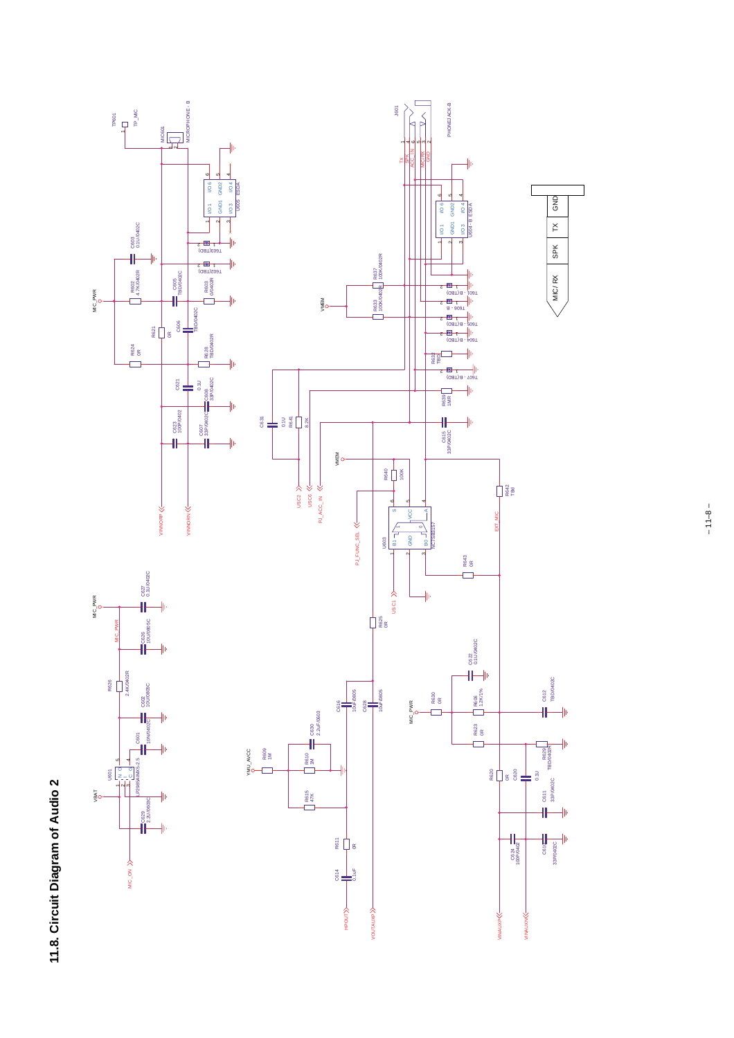## 11.8. Circuit Diagram of Audio 2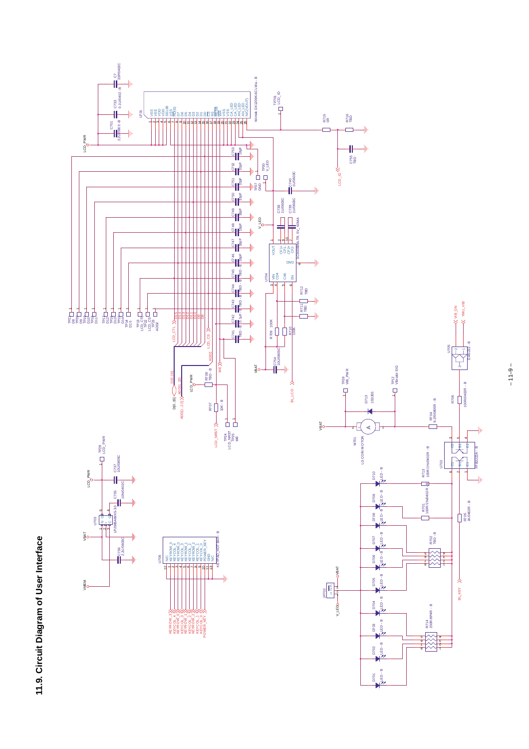## 11.9. Circuit Diagram of User Interface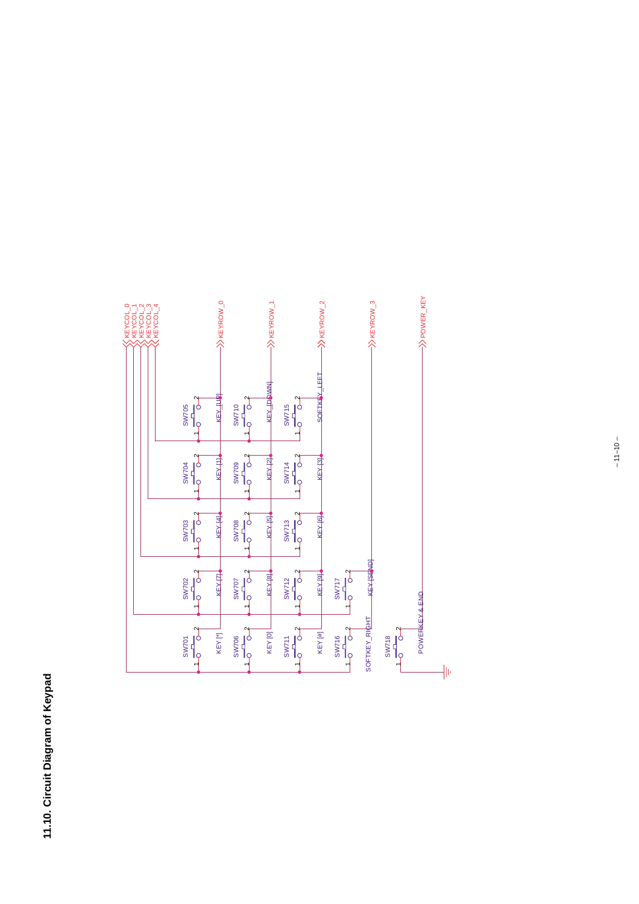## 11.10. Circuit Diagram of Keypad

KEYCOL_0
KEYCOL_1
KEYCOL_2
KEYCOL_3
KEYCOL_4

KEYROW_0
KEYROW_1
KEYROW_2
KEYROW_3
POWER_KEY

SW705 KEY_[UP]
SW710 KEY_[DOWN]
SW715 SOFTKEY_LEFT
SW704 KEY [1]
SW709 KEY [2]
SW714 KEY [3]
SW703 KEY [4]
SW708 KEY [5]
SW713 KEY [6]
SW702 KEY [7]
SW707 KEY [8]
SW712 KEY [9]
SW717 KEY [SEND]
SW701 KEY [*]
SW706 KEY [0]
SW711 KEY [#]
SW716 SOFTKEY_RIGHT
SW718 POWERKEY & END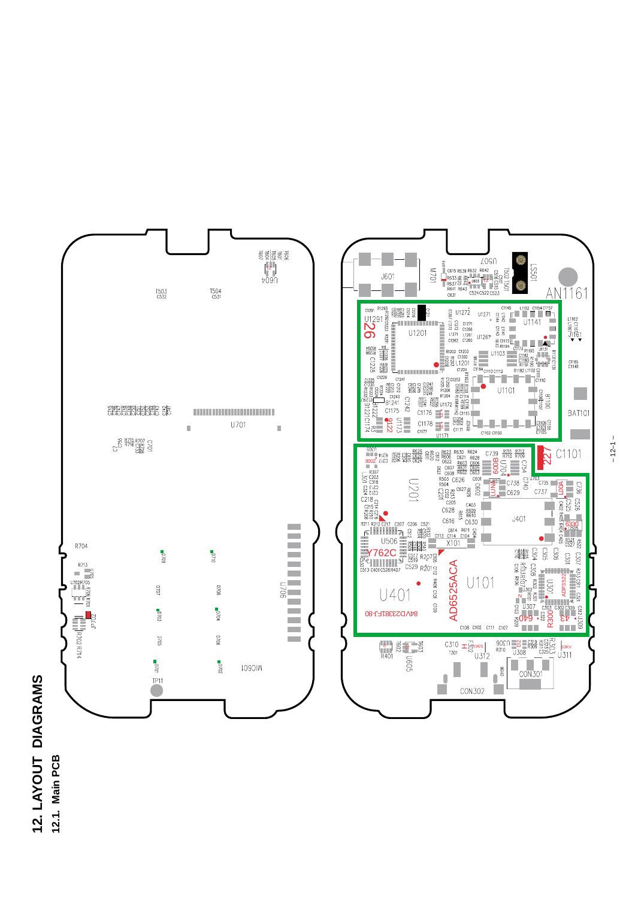# 12. LAYOUT DIAGRAMS

## 12.1. Main PCB